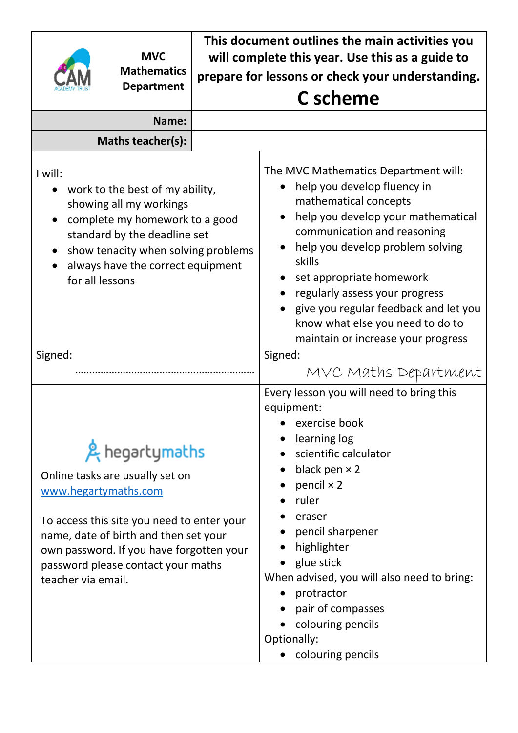| MVC Mathematics Department | This document outlines the main activities you will complete this year. Use this as a guide to prepare for lessons or check your understanding. **C scheme** |
|---|---|
| **Name:** | |
| **Maths teacher(s):** | |

I will:

- work to the best of my ability, showing all my workings
- complete my homework to a good standard by the deadline set
- show tenacity when solving problems
- always have the correct equipment for all lessons

Signed:

……………………………………………………

The MVC Mathematics Department will:

- help you develop fluency in mathematical concepts
- help you develop your mathematical communication and reasoning
- help you develop problem solving skills
- set appropriate homework
- regularly assess your progress
- give you regular feedback and let you know what else you need to do to maintain or increase your progress

Signed:

MVC Maths Department

hegartymaths

Online tasks are usually set on [www.hegartymaths.com](http://www.hegartymaths.com)

To access this site you need to enter your name, date of birth and then set your own password. If you have forgotten your password please contact your maths teacher via email.

Every lesson you will need to bring this equipment:

- exercise book
- learning log
- scientific calculator
- black pen × 2
- pencil × 2
- ruler
- eraser
- pencil sharpener
- highlighter
- glue stick

When advised, you will also need to bring:

- protractor
- pair of compasses
- colouring pencils

Optionally:

- colouring pencils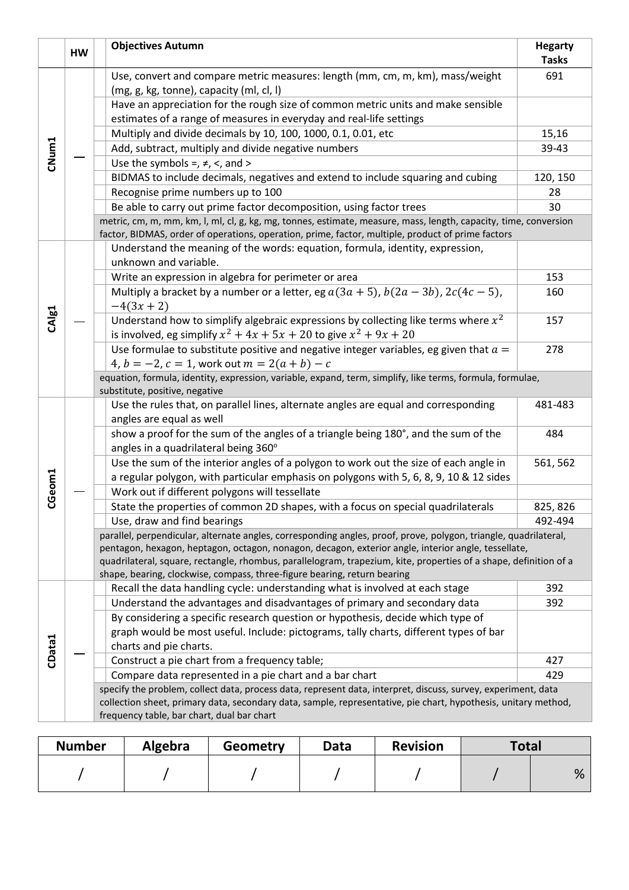| | HW | | Objectives Autumn | Hegarty Tasks |
|---|---|---|---|---|
| CNum1 | — | | Use, convert and compare metric measures: length (mm, cm, m, km), mass/weight (mg, g, kg, tonne), capacity (ml, cl, l) | 691 |
| | | | Have an appreciation for the rough size of common metric units and make sensible estimates of a range of measures in everyday and real-life settings | |
| | | | Multiply and divide decimals by 10, 100, 1000, 0.1, 0.01, etc | 15,16 |
| | | | Add, subtract, multiply and divide negative numbers | 39-43 |
| | | | Use the symbols =, ≠, <, and > | |
| | | | BIDMAS to include decimals, negatives and extend to include squaring and cubing | 120, 150 |
| | | | Recognise prime numbers up to 100 | 28 |
| | | | Be able to carry out prime factor decomposition, using factor trees | 30 |
| | | | metric, cm, m, mm, km, l, ml, cl, g, kg, mg, tonnes, estimate, measure, mass, length, capacity, time, conversion factor, BIDMAS, order of operations, operation, prime, factor, multiple, product of prime factors | |
| CAlg1 | — | | Understand the meaning of the words: equation, formula, identity, expression, unknown and variable. | |
| | | | Write an expression in algebra for perimeter or area | 153 |
| | | | Multiply a bracket by a number or a letter, eg $a(3a+5)$, $b(2a-3b)$, $2c(4c-5)$, $-4(3x+2)$ | 160 |
| | | | Understand how to simplify algebraic expressions by collecting like terms where $x^2$ is involved, eg simplify $x^2+4x+5x+20$ to give $x^2+9x+20$ | 157 |
| | | | Use formulae to substitute positive and negative integer variables, eg given that $a=4$, $b=-2$, $c=1$, work out $m=2(a+b)-c$ | 278 |
| | | | equation, formula, identity, expression, variable, expand, term, simplify, like terms, formula, formulae, substitute, positive, negative | |
| CGeom1 | — | | Use the rules that, on parallel lines, alternate angles are equal and corresponding angles are equal as well | 481-483 |
| | | | show a proof for the sum of the angles of a triangle being 180°, and the sum of the angles in a quadrilateral being 360° | 484 |
| | | | Use the sum of the interior angles of a polygon to work out the size of each angle in a regular polygon, with particular emphasis on polygons with 5, 6, 8, 9, 10 & 12 sides | 561, 562 |
| | | | Work out if different polygons will tessellate | |
| | | | State the properties of common 2D shapes, with a focus on special quadrilaterals | 825, 826 |
| | | | Use, draw and find bearings | 492-494 |
| | | | parallel, perpendicular, alternate angles, corresponding angles, proof, prove, polygon, triangle, quadrilateral, pentagon, hexagon, heptagon, octagon, nonagon, decagon, exterior angle, interior angle, tessellate, quadrilateral, square, rectangle, rhombus, parallelogram, trapezium, kite, properties of a shape, definition of a shape, bearing, clockwise, compass, three-figure bearing, return bearing | |
| CData1 | — | | Recall the data handling cycle: understanding what is involved at each stage | 392 |
| | | | Understand the advantages and disadvantages of primary and secondary data | 392 |
| | | | By considering a specific research question or hypothesis, decide which type of graph would be most useful. Include: pictograms, tally charts, different types of bar charts and pie charts. | |
| | | | Construct a pie chart from a frequency table; | 427 |
| | | | Compare data represented in a pie chart and a bar chart | 429 |
| | | | specify the problem, collect data, process data, represent data, interpret, discuss, survey, experiment, data collection sheet, primary data, secondary data, sample, representative, pie chart, hypothesis, unitary method, frequency table, bar chart, dual bar chart | |

| Number | Algebra | Geometry | Data | Revision | Total | |
|---|---|---|---|---|---|---|
| / | / | / | / | / | / | % |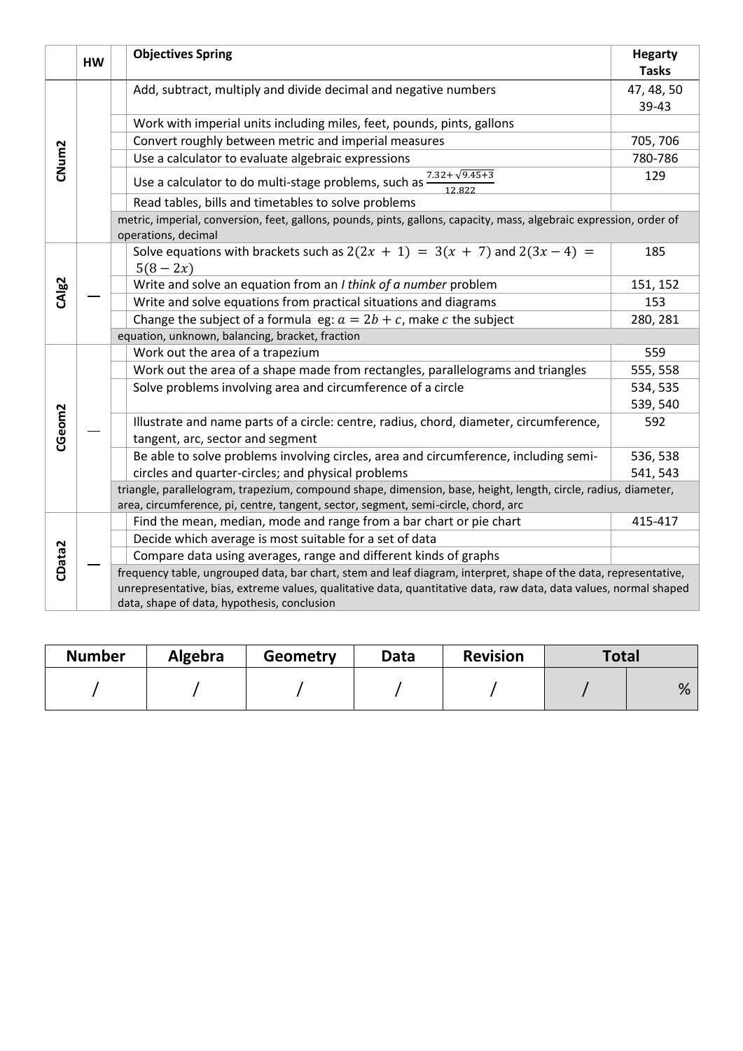| | HW | | Objectives Spring | Hegarty Tasks |
|---|---|---|---|---|
| CNum2 | | | Add, subtract, multiply and divide decimal and negative numbers | 47, 48, 50 39-43 |
| | | | Work with imperial units including miles, feet, pounds, pints, gallons | |
| | | | Convert roughly between metric and imperial measures | 705, 706 |
| | | | Use a calculator to evaluate algebraic expressions | 780-786 |
| | | | Use a calculator to do multi-stage problems, such as $\frac{7.32+\sqrt{9.45+3}}{12.822}$ | 129 |
| | | | Read tables, bills and timetables to solve problems | |
| | | metric, imperial, conversion, feet, gallons, pounds, pints, gallons, capacity, mass, algebraic expression, order of operations, decimal | | |
| CAlg2 | — | | Solve equations with brackets such as $2(2x + 1) = 3(x + 7)$ and $2(3x - 4) = 5(8 - 2x)$ | 185 |
| | | | Write and solve an equation from an *I think of a number* problem | 151, 152 |
| | | | Write and solve equations from practical situations and diagrams | 153 |
| | | | Change the subject of a formula eg: $a = 2b + c$, make $c$ the subject | 280, 281 |
| | | equation, unknown, balancing, bracket, fraction | | |
| CGeom2 | — | | Work out the area of a trapezium | 559 |
| | | | Work out the area of a shape made from rectangles, parallelograms and triangles | 555, 558 |
| | | | Solve problems involving area and circumference of a circle | 534, 535 539, 540 |
| | | | Illustrate and name parts of a circle: centre, radius, chord, diameter, circumference, tangent, arc, sector and segment | 592 |
| | | | Be able to solve problems involving circles, area and circumference, including semi-circles and quarter-circles; and physical problems | 536, 538 541, 543 |
| | | triangle, parallelogram, trapezium, compound shape, dimension, base, height, length, circle, radius, diameter, area, circumference, pi, centre, tangent, sector, segment, semi-circle, chord, arc | | |
| CData2 | — | | Find the mean, median, mode and range from a bar chart or pie chart | 415-417 |
| | | | Decide which average is most suitable for a set of data | |
| | | | Compare data using averages, range and different kinds of graphs | |
| | | frequency table, ungrouped data, bar chart, stem and leaf diagram, interpret, shape of the data, representative, unrepresentative, bias, extreme values, qualitative data, quantitative data, raw data, data values, normal shaped data, shape of data, hypothesis, conclusion | | |

| Number | Algebra | Geometry | Data | Revision | Total | |
|---|---|---|---|---|---|---|
| / | / | / | / | / | / | % |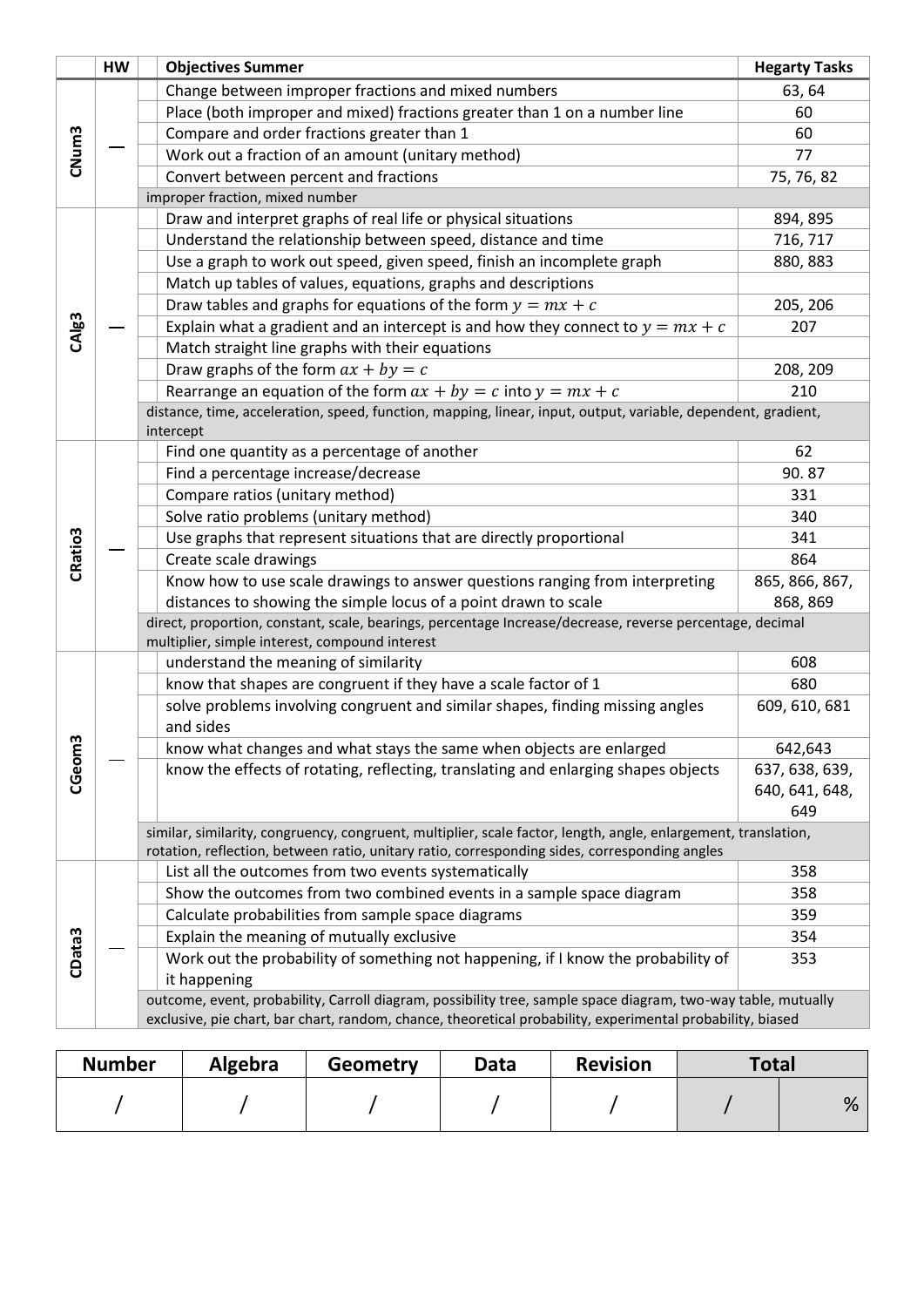| | HW | | Objectives Summer | Hegarty Tasks |
|---|---|---|---|---|
| CNum3 | — | | Change between improper fractions and mixed numbers | 63, 64 |
| | | | Place (both improper and mixed) fractions greater than 1 on a number line | 60 |
| | | | Compare and order fractions greater than 1 | 60 |
| | | | Work out a fraction of an amount (unitary method) | 77 |
| | | | Convert between percent and fractions | 75, 76, 82 |
| | | improper fraction, mixed number | | |
| CAlg3 | — | | Draw and interpret graphs of real life or physical situations | 894, 895 |
| | | | Understand the relationship between speed, distance and time | 716, 717 |
| | | | Use a graph to work out speed, given speed, finish an incomplete graph | 880, 883 |
| | | | Match up tables of values, equations, graphs and descriptions | |
| | | | Draw tables and graphs for equations of the form $y = mx + c$ | 205, 206 |
| | | | Explain what a gradient and an intercept is and how they connect to $y = mx + c$ | 207 |
| | | | Match straight line graphs with their equations | |
| | | | Draw graphs of the form $ax + by = c$ | 208, 209 |
| | | | Rearrange an equation of the form $ax + by = c$ into $y = mx + c$ | 210 |
| | | distance, time, acceleration, speed, function, mapping, linear, input, output, variable, dependent, gradient, intercept | | |
| CRatio3 | — | | Find one quantity as a percentage of another | 62 |
| | | | Find a percentage increase/decrease | 90. 87 |
| | | | Compare ratios (unitary method) | 331 |
| | | | Solve ratio problems (unitary method) | 340 |
| | | | Use graphs that represent situations that are directly proportional | 341 |
| | | | Create scale drawings | 864 |
| | | | Know how to use scale drawings to answer questions ranging from interpreting distances to showing the simple locus of a point drawn to scale | 865, 866, 867, 868, 869 |
| | | direct, proportion, constant, scale, bearings, percentage Increase/decrease, reverse percentage, decimal multiplier, simple interest, compound interest | | |
| CGeom3 | — | | understand the meaning of similarity | 608 |
| | | | know that shapes are congruent if they have a scale factor of 1 | 680 |
| | | | solve problems involving congruent and similar shapes, finding missing angles and sides | 609, 610, 681 |
| | | | know what changes and what stays the same when objects are enlarged | 642,643 |
| | | | know the effects of rotating, reflecting, translating and enlarging shapes objects | 637, 638, 639, 640, 641, 648, 649 |
| | | similar, similarity, congruency, congruent, multiplier, scale factor, length, angle, enlargement, translation, rotation, reflection, between ratio, unitary ratio, corresponding sides, corresponding angles | | |
| CData3 | — | | List all the outcomes from two events systematically | 358 |
| | | | Show the outcomes from two combined events in a sample space diagram | 358 |
| | | | Calculate probabilities from sample space diagrams | 359 |
| | | | Explain the meaning of mutually exclusive | 354 |
| | | | Work out the probability of something not happening, if I know the probability of it happening | 353 |
| | | outcome, event, probability, Carroll diagram, possibility tree, sample space diagram, two-way table, mutually exclusive, pie chart, bar chart, random, chance, theoretical probability, experimental probability, biased | | |

| Number | Algebra | Geometry | Data | Revision | Total | |
|---|---|---|---|---|---|---|
| / | / | / | / | / | / | % |